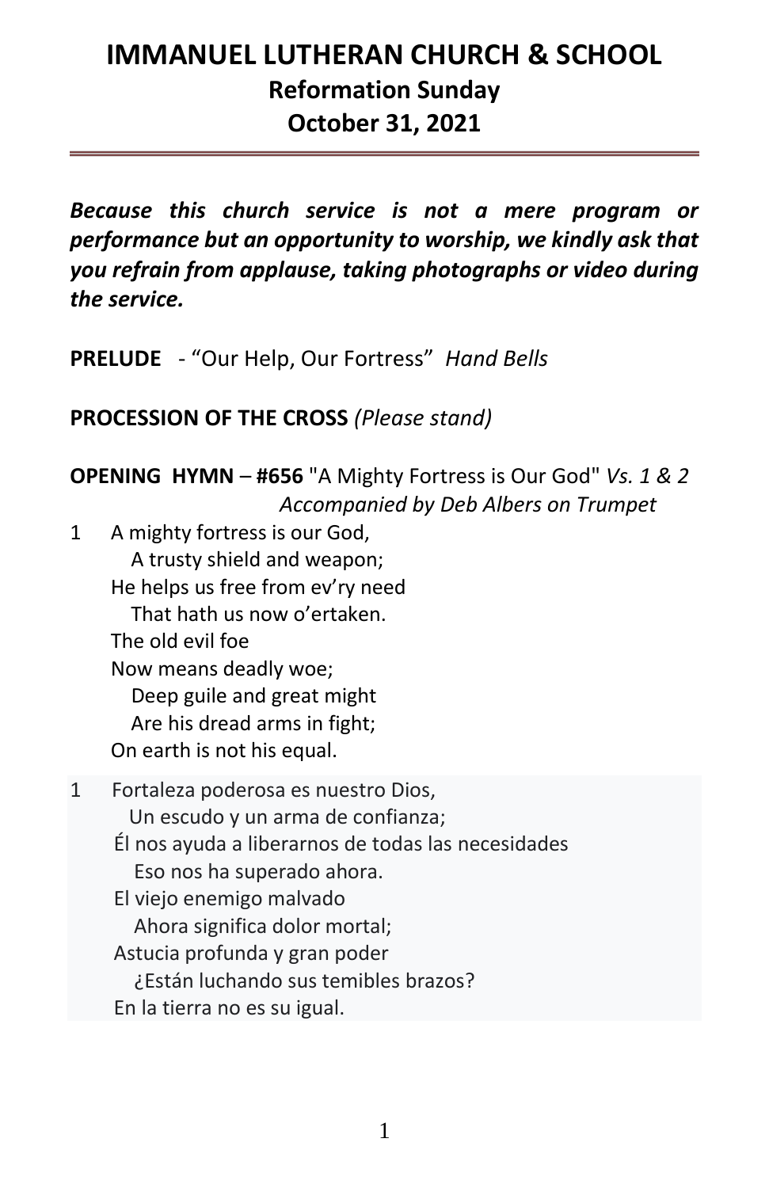# IMMANUEL LUTHERAN CHURCH & SCHOOL

## Reformation Sunday

## October 31, 2021

---

***Because this church service is not a mere program or performance but an opportunity to worship, we kindly ask that you refrain from applause, taking photographs or video during the service.***

**PRELUDE** - "Our Help, Our Fortress" *Hand Bells*

**PROCESSION OF THE CROSS** *(Please stand)*

**OPENING HYMN** – **#656** "A Mighty Fortress is Our God" *Vs. 1 & 2*
*Accompanied by Deb Albers on Trumpet*

1 A mighty fortress is our God,
  A trusty shield and weapon;
 He helps us free from ev'ry need
  That hath us now o'ertaken.
 The old evil foe
 Now means deadly woe;
  Deep guile and great might
  Are his dread arms in fight;
 On earth is not his equal.

1 Fortaleza poderosa es nuestro Dios,
  Un escudo y un arma de confianza;
 Él nos ayuda a liberarnos de todas las necesidades
  Eso nos ha superado ahora.
 El viejo enemigo malvado
  Ahora significa dolor mortal;
 Astucia profunda y gran poder
  ¿Están luchando sus temibles brazos?
 En la tierra no es su igual.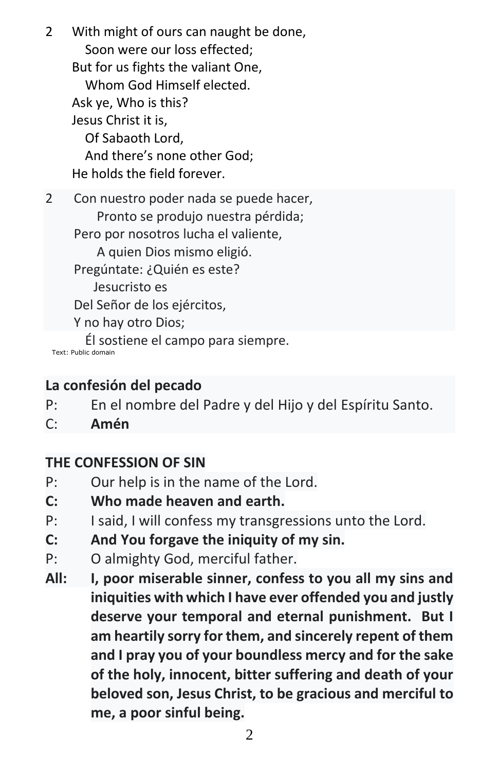2 With might of ours can naught be done,
Soon were our loss effected;
But for us fights the valiant One,
Whom God Himself elected.
Ask ye, Who is this?
Jesus Christ it is,
Of Sabaoth Lord,
And there's none other God;
He holds the field forever.

2 Con nuestro poder nada se puede hacer,
Pronto se produjo nuestra pérdida;
Pero por nosotros lucha el valiente,
A quien Dios mismo eligió.
Pregúntate: ¿Quién es este?
Jesucristo es
Del Señor de los ejércitos,
Y no hay otro Dios;
Él sostiene el campo para siempre.

Text: Public domain

**La confesión del pecado**

P: En el nombre del Padre y del Hijo y del Espíritu Santo.

C: **Amén**

**THE CONFESSION OF SIN**

P: Our help is in the name of the Lord.

**C: Who made heaven and earth.**

P: I said, I will confess my transgressions unto the Lord.

**C: And You forgave the iniquity of my sin.**

P: O almighty God, merciful father.

**All: I, poor miserable sinner, confess to you all my sins and iniquities with which I have ever offended you and justly deserve your temporal and eternal punishment. But I am heartily sorry for them, and sincerely repent of them and I pray you of your boundless mercy and for the sake of the holy, innocent, bitter suffering and death of your beloved son, Jesus Christ, to be gracious and merciful to me, a poor sinful being.**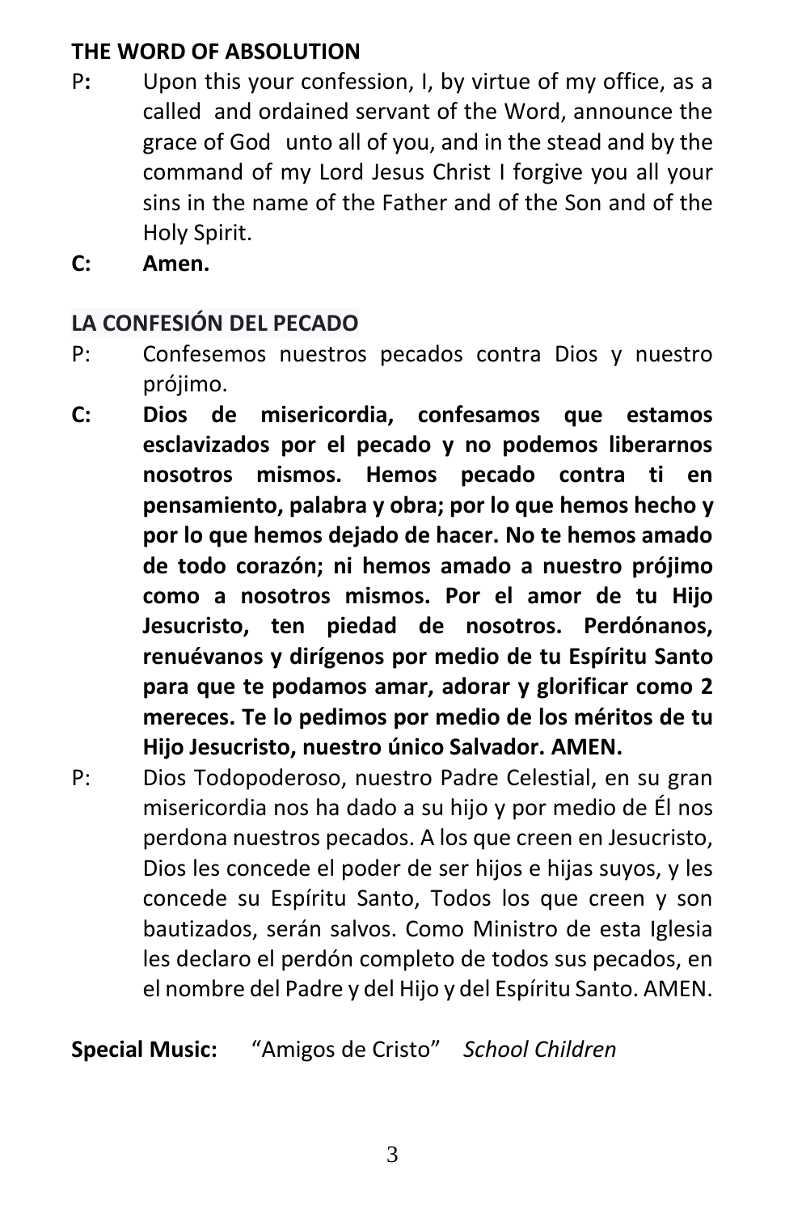**THE WORD OF ABSOLUTION**

P: Upon this your confession, I, by virtue of my office, as a called and ordained servant of the Word, announce the grace of God unto all of you, and in the stead and by the command of my Lord Jesus Christ I forgive you all your sins in the name of the Father and of the Son and of the Holy Spirit.

**C: Amen.**

**LA CONFESIÓN DEL PECADO**

P: Confesemos nuestros pecados contra Dios y nuestro prójimo.

**C: Dios de misericordia, confesamos que estamos esclavizados por el pecado y no podemos liberarnos nosotros mismos. Hemos pecado contra ti en pensamiento, palabra y obra; por lo que hemos hecho y por lo que hemos dejado de hacer. No te hemos amado de todo corazón; ni hemos amado a nuestro prójimo como a nosotros mismos. Por el amor de tu Hijo Jesucristo, ten piedad de nosotros. Perdónanos, renuévanos y dirígenos por medio de tu Espíritu Santo para que te podamos amar, adorar y glorificar como 2 mereces. Te lo pedimos por medio de los méritos de tu Hijo Jesucristo, nuestro único Salvador. AMEN.**

P: Dios Todopoderoso, nuestro Padre Celestial, en su gran misericordia nos ha dado a su hijo y por medio de Él nos perdona nuestros pecados. A los que creen en Jesucristo, Dios les concede el poder de ser hijos e hijas suyos, y les concede su Espíritu Santo, Todos los que creen y son bautizados, serán salvos. Como Ministro de esta Iglesia les declaro el perdón completo de todos sus pecados, en el nombre del Padre y del Hijo y del Espíritu Santo. AMEN.

**Special Music:** "Amigos de Cristo" *School Children*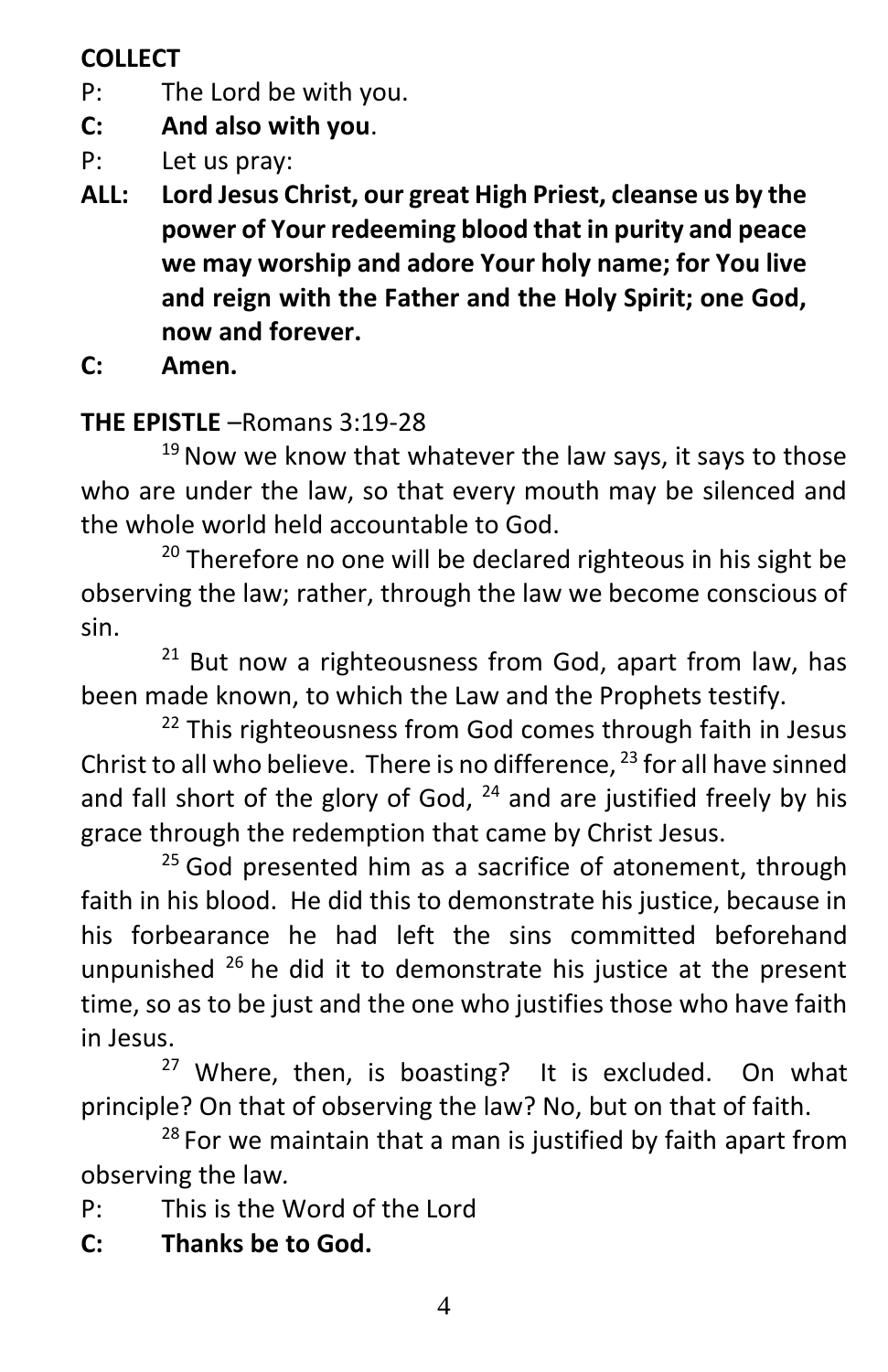**COLLECT**

P: The Lord be with you.

**C: And also with you**.

P: Let us pray:

**ALL: Lord Jesus Christ, our great High Priest, cleanse us by the power of Your redeeming blood that in purity and peace we may worship and adore Your holy name; for You live and reign with the Father and the Holy Spirit; one God, now and forever.**

**C: Amen.**

**THE EPISTLE** –Romans 3:19-28

[19] Now we know that whatever the law says, it says to those who are under the law, so that every mouth may be silenced and the whole world held accountable to God.

[20] Therefore no one will be declared righteous in his sight be observing the law; rather, through the law we become conscious of sin.

[21] But now a righteousness from God, apart from law, has been made known, to which the Law and the Prophets testify.

[22] This righteousness from God comes through faith in Jesus Christ to all who believe. There is no difference, [23] for all have sinned and fall short of the glory of God, [24] and are justified freely by his grace through the redemption that came by Christ Jesus.

[25] God presented him as a sacrifice of atonement, through faith in his blood. He did this to demonstrate his justice, because in his forbearance he had left the sins committed beforehand unpunished [26] he did it to demonstrate his justice at the present time, so as to be just and the one who justifies those who have faith in Jesus.

[27] Where, then, is boasting? It is excluded. On what principle? On that of observing the law? No, but on that of faith.

[28] For we maintain that a man is justified by faith apart from observing the law.

P: This is the Word of the Lord

**C: Thanks be to God.**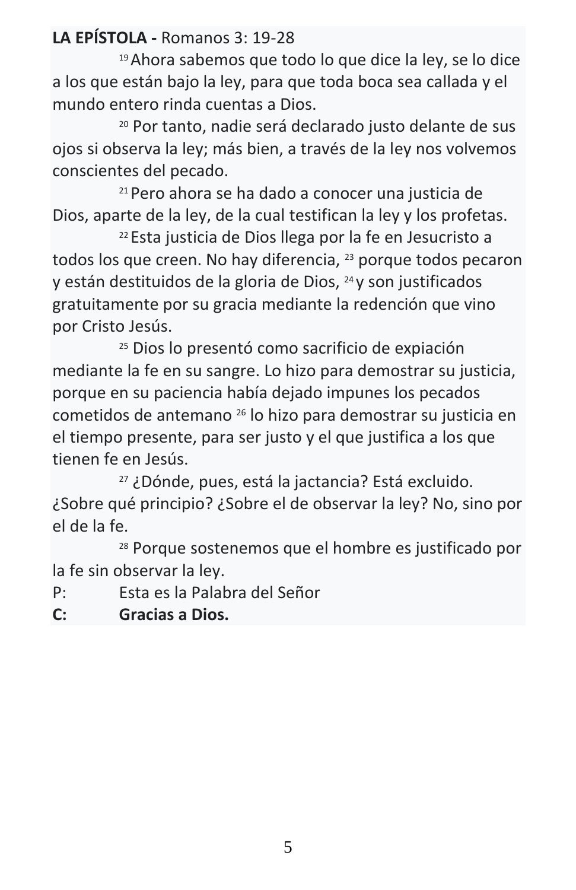**LA EPÍSTOLA -** Romanos 3: 19-28

[19] Ahora sabemos que todo lo que dice la ley, se lo dice a los que están bajo la ley, para que toda boca sea callada y el mundo entero rinda cuentas a Dios.

[20] Por tanto, nadie será declarado justo delante de sus ojos si observa la ley; más bien, a través de la ley nos volvemos conscientes del pecado.

[21] Pero ahora se ha dado a conocer una justicia de Dios, aparte de la ley, de la cual testifican la ley y los profetas.

[22] Esta justicia de Dios llega por la fe en Jesucristo a todos los que creen. No hay diferencia, [23] porque todos pecaron y están destituidos de la gloria de Dios, [24] y son justificados gratuitamente por su gracia mediante la redención que vino por Cristo Jesús.

[25] Dios lo presentó como sacrificio de expiación mediante la fe en su sangre. Lo hizo para demostrar su justicia, porque en su paciencia había dejado impunes los pecados cometidos de antemano [26] lo hizo para demostrar su justicia en el tiempo presente, para ser justo y el que justifica a los que tienen fe en Jesús.

[27] ¿Dónde, pues, está la jactancia? Está excluido. ¿Sobre qué principio? ¿Sobre el de observar la ley? No, sino por el de la fe.

[28] Porque sostenemos que el hombre es justificado por la fe sin observar la ley.

P: Esta es la Palabra del Señor

**C: Gracias a Dios.**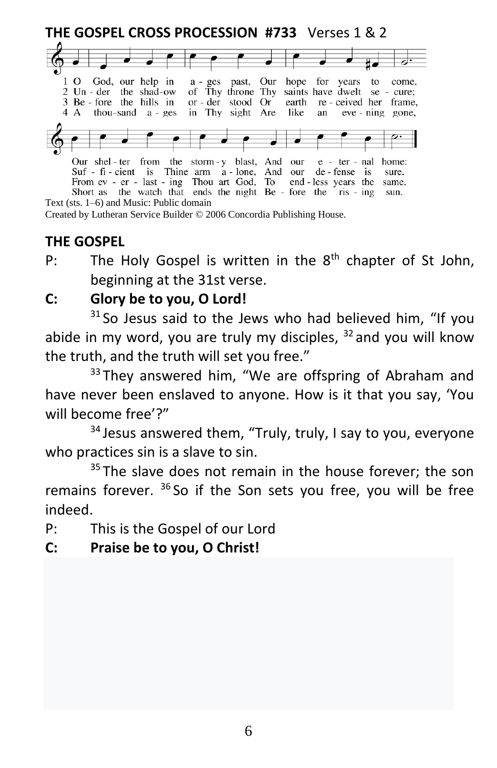**THE GOSPEL CROSS PROCESSION #733** Verses 1 & 2

1 O God, our help in ages past, Our hope for years to come,
Our shelter from the stormy blast, And our eternal home:

2 Under the shadow of Thy throne Thy saints have dwelt secure;
Sufficient is Thine arm alone, And our defense is sure.

3 Before the hills in order stood Or earth received her frame,
From everlasting Thou art God, To endless years the same.

4 A thousand ages in Thy sight Are like an evening gone,
Short as the watch that ends the night Before the rising sun.

Text (sts. 1–6) and Music: Public domain
Created by Lutheran Service Builder © 2006 Concordia Publishing House.

**THE GOSPEL**

P: The Holy Gospel is written in the 8th chapter of St John, beginning at the 31st verse.

**C: Glory be to you, O Lord!**

[31] So Jesus said to the Jews who had believed him, "If you abide in my word, you are truly my disciples, [32] and you will know the truth, and the truth will set you free."

[33] They answered him, "We are offspring of Abraham and have never been enslaved to anyone. How is it that you say, 'You will become free'?"

[34] Jesus answered them, "Truly, truly, I say to you, everyone who practices sin is a slave to sin.

[35] The slave does not remain in the house forever; the son remains forever. [36] So if the Son sets you free, you will be free indeed.

P: This is the Gospel of our Lord

**C: Praise be to you, O Christ!**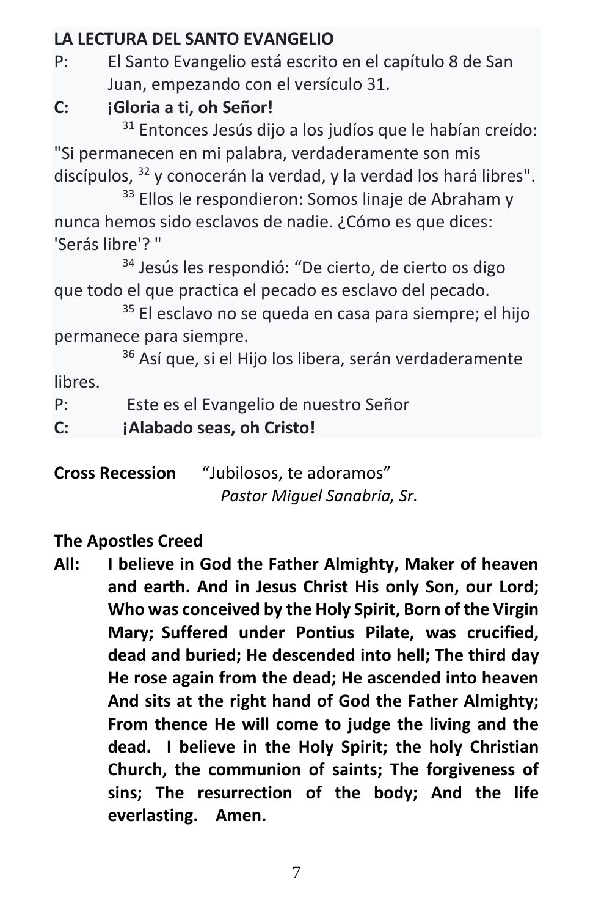**LA LECTURA DEL SANTO EVANGELIO**

P: El Santo Evangelio está escrito en el capítulo 8 de San Juan, empezando con el versículo 31.

**C: ¡Gloria a ti, oh Señor!**

[31] Entonces Jesús dijo a los judíos que le habían creído: "Si permanecen en mi palabra, verdaderamente son mis discípulos, [32] y conocerán la verdad, y la verdad los hará libres".

[33] Ellos le respondieron: Somos linaje de Abraham y nunca hemos sido esclavos de nadie. ¿Cómo es que dices: 'Serás libre'? "

[34] Jesús les respondió: "De cierto, de cierto os digo que todo el que practica el pecado es esclavo del pecado.

[35] El esclavo no se queda en casa para siempre; el hijo permanece para siempre.

[36] Así que, si el Hijo los libera, serán verdaderamente libres.

P: Este es el Evangelio de nuestro Señor

**C: ¡Alabado seas, oh Cristo!**

**Cross Recession** "Jubilosos, te adoramos"
*Pastor Miguel Sanabria, Sr.*

**The Apostles Creed**

**All: I believe in God the Father Almighty, Maker of heaven and earth. And in Jesus Christ His only Son, our Lord; Who was conceived by the Holy Spirit, Born of the Virgin Mary; Suffered under Pontius Pilate, was crucified, dead and buried; He descended into hell; The third day He rose again from the dead; He ascended into heaven And sits at the right hand of God the Father Almighty; From thence He will come to judge the living and the dead. I believe in the Holy Spirit; the holy Christian Church, the communion of saints; The forgiveness of sins; The resurrection of the body; And the life everlasting. Amen.**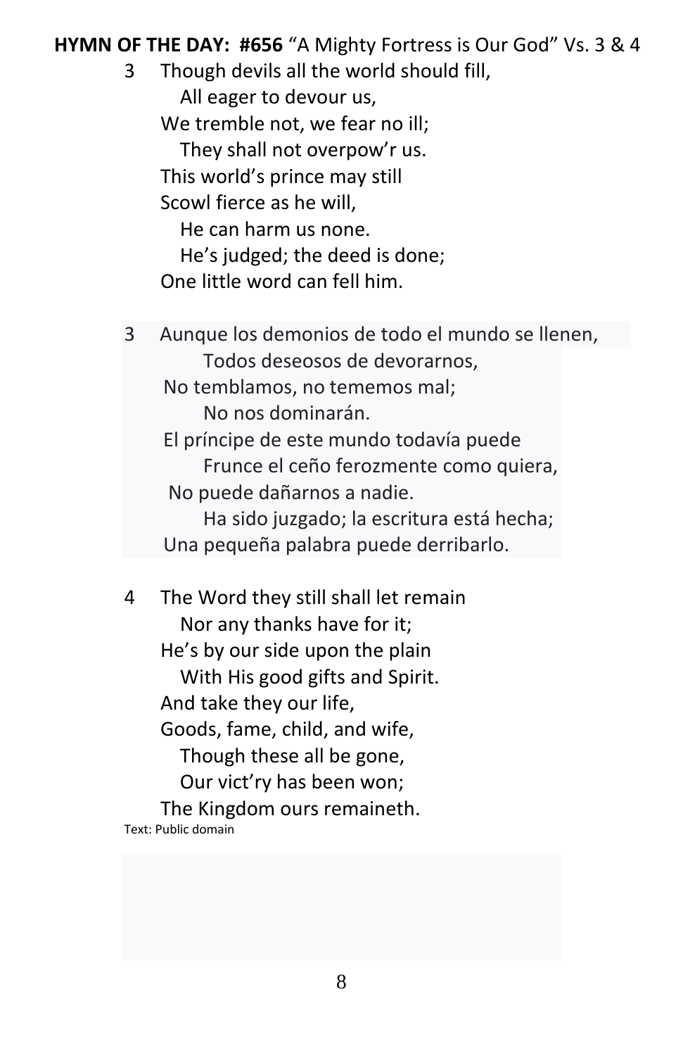**HYMN OF THE DAY: #656** "A Mighty Fortress is Our God" Vs. 3 & 4

3 Though devils all the world should fill,
All eager to devour us,
We tremble not, we fear no ill;
They shall not overpow'r us.
This world's prince may still
Scowl fierce as he will,
He can harm us none.
He's judged; the deed is done;
One little word can fell him.

3 Aunque los demonios de todo el mundo se llenen,
Todos deseosos de devorarnos,
No temblamos, no tememos mal;
No nos dominarán.
El príncipe de este mundo todavía puede
Frunce el ceño ferozmente como quiera,
No puede dañarnos a nadie.
Ha sido juzgado; la escritura está hecha;
Una pequeña palabra puede derribarlo.

4 The Word they still shall let remain
Nor any thanks have for it;
He's by our side upon the plain
With His good gifts and Spirit.
And take they our life,
Goods, fame, child, and wife,
Though these all be gone,
Our vict'ry has been won;
The Kingdom ours remaineth.

Text: Public domain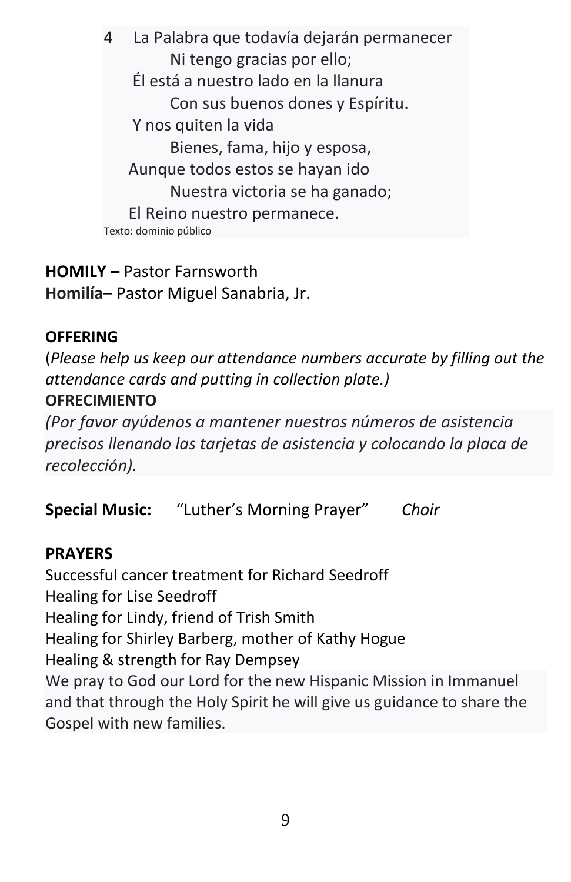4 La Palabra que todavía dejarán permanecer
Ni tengo gracias por ello;
Él está a nuestro lado en la llanura
Con sus buenos dones y Espíritu.
Y nos quiten la vida
Bienes, fama, hijo y esposa,
Aunque todos estos se hayan ido
Nuestra victoria se ha ganado;
El Reino nuestro permanece.

Texto: dominio público

**HOMILY –** Pastor Farnsworth
**Homilía**– Pastor Miguel Sanabria, Jr.

**OFFERING**
(*Please help us keep our attendance numbers accurate by filling out the attendance cards and putting in collection plate.)*
**OFRECIMIENTO**
*(Por favor ayúdenos a mantener nuestros números de asistencia precisos llenando las tarjetas de asistencia y colocando la placa de recolección).*

**Special Music:** "Luther's Morning Prayer" *Choir*

**PRAYERS**
Successful cancer treatment for Richard Seedroff
Healing for Lise Seedroff
Healing for Lindy, friend of Trish Smith
Healing for Shirley Barberg, mother of Kathy Hogue
Healing & strength for Ray Dempsey
We pray to God our Lord for the new Hispanic Mission in Immanuel and that through the Holy Spirit he will give us guidance to share the Gospel with new families.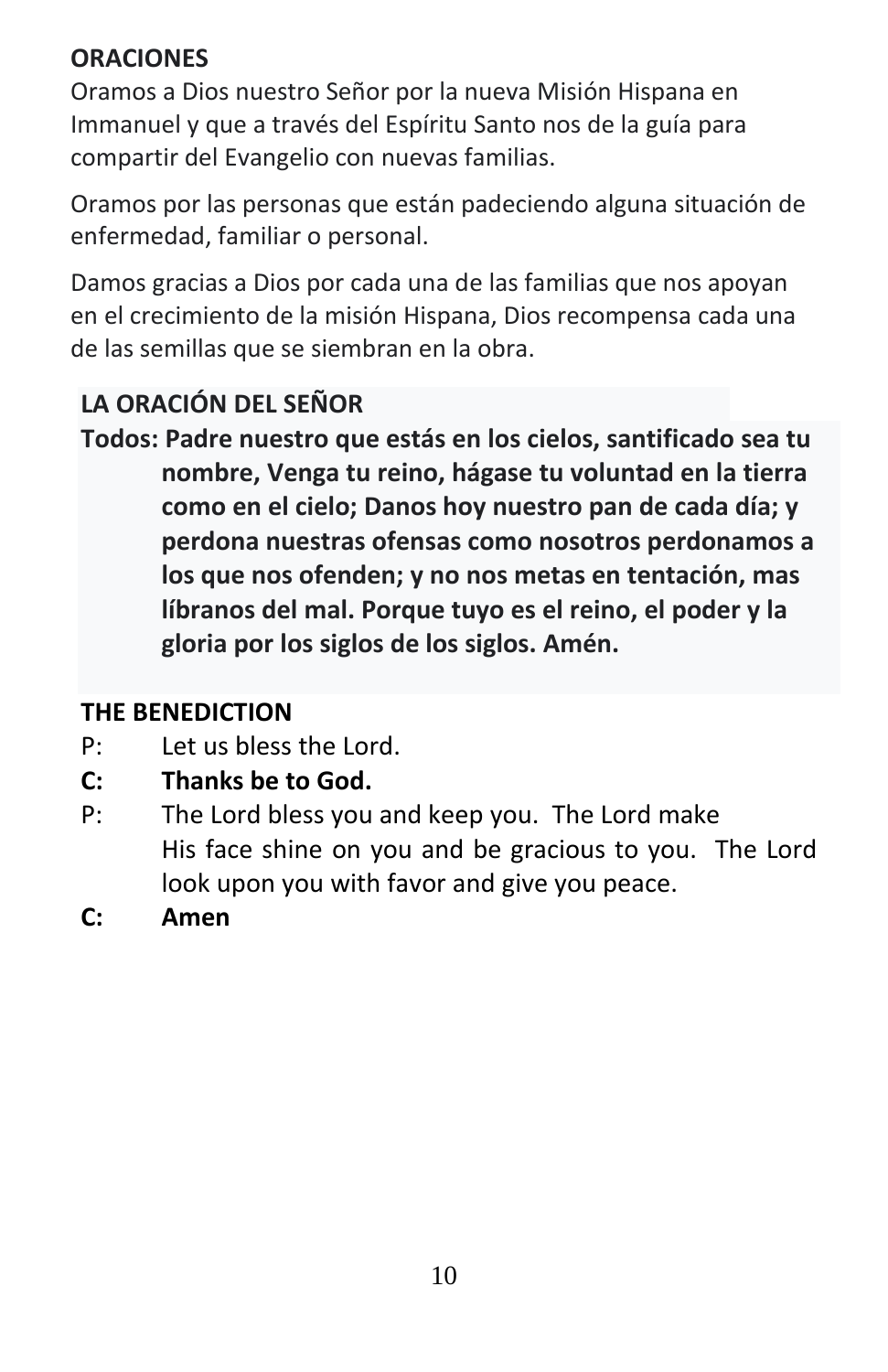**ORACIONES**

Oramos a Dios nuestro Señor por la nueva Misión Hispana en Immanuel y que a través del Espíritu Santo nos de la guía para compartir del Evangelio con nuevas familias.

Oramos por las personas que están padeciendo alguna situación de enfermedad, familiar o personal.

Damos gracias a Dios por cada una de las familias que nos apoyan en el crecimiento de la misión Hispana, Dios recompensa cada una de las semillas que se siembran en la obra.

**LA ORACIÓN DEL SEÑOR**

**Todos: Padre nuestro que estás en los cielos, santificado sea tu nombre, Venga tu reino, hágase tu voluntad en la tierra como en el cielo; Danos hoy nuestro pan de cada día; y perdona nuestras ofensas como nosotros perdonamos a los que nos ofenden; y no nos metas en tentación, mas líbranos del mal. Porque tuyo es el reino, el poder y la gloria por los siglos de los siglos. Amén.**

**THE BENEDICTION**

P: Let us bless the Lord.

**C: Thanks be to God.**

P: The Lord bless you and keep you. The Lord make His face shine on you and be gracious to you. The Lord look upon you with favor and give you peace.

**C: Amen**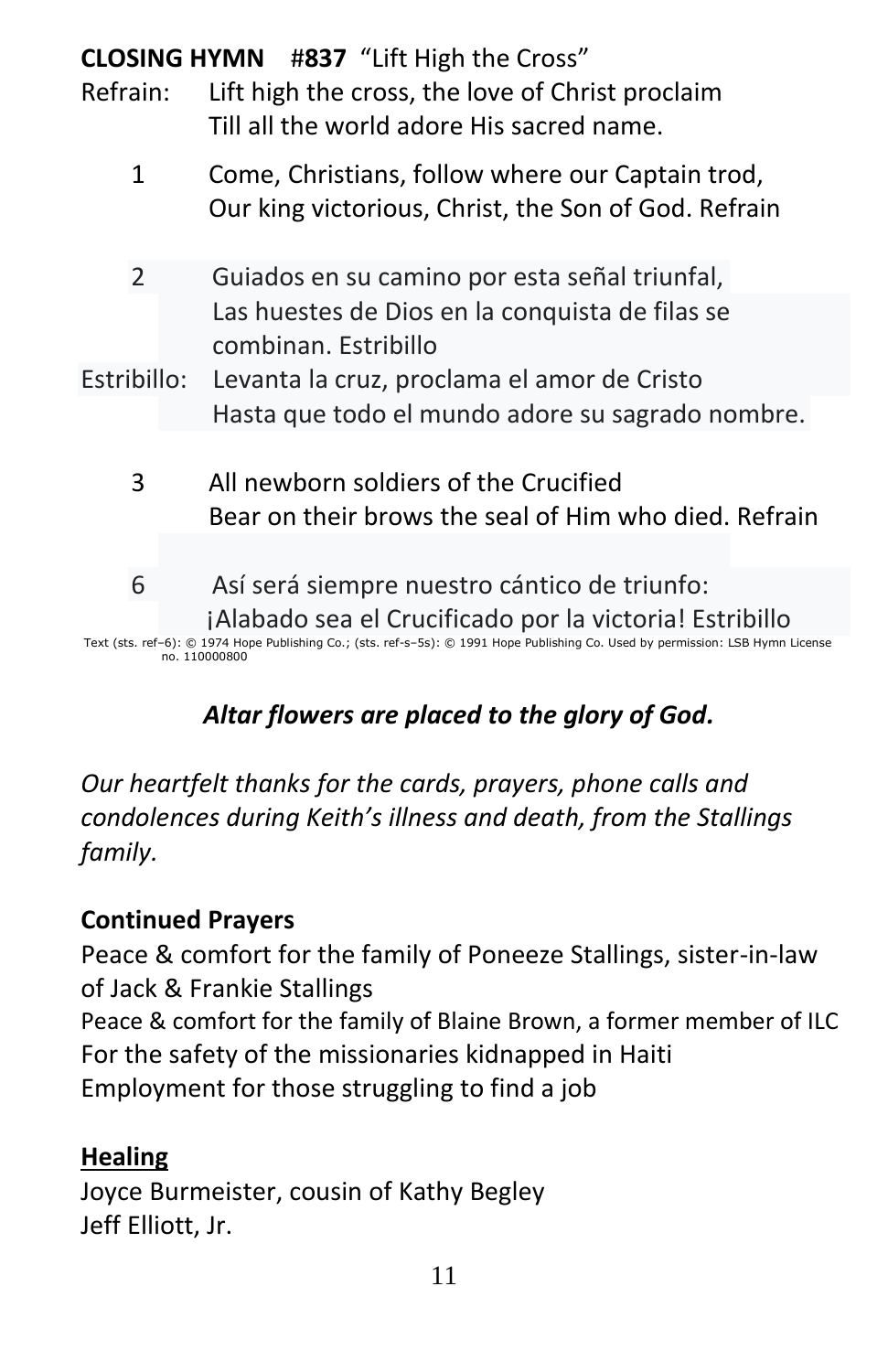**CLOSING HYMN** #**837** "Lift High the Cross"

Refrain: Lift high the cross, the love of Christ proclaim
Till all the world adore His sacred name.

1 Come, Christians, follow where our Captain trod,
Our king victorious, Christ, the Son of God. Refrain

2 Guiados en su camino por esta señal triunfal,
Las huestes de Dios en la conquista de filas se combinan. Estribillo

Estribillo: Levanta la cruz, proclama el amor de Cristo
Hasta que todo el mundo adore su sagrado nombre.

3 All newborn soldiers of the Crucified
Bear on their brows the seal of Him who died. Refrain

6 Así será siempre nuestro cántico de triunfo:
¡Alabado sea el Crucificado por la victoria! Estribillo

Text (sts. ref–6): © 1974 Hope Publishing Co.; (sts. ref-s–5s): © 1991 Hope Publishing Co. Used by permission: LSB Hymn License no. 110000800

***Altar flowers are placed to the glory of God.***

*Our heartfelt thanks for the cards, prayers, phone calls and condolences during Keith's illness and death, from the Stallings family.*

**Continued Prayers**

Peace & comfort for the family of Poneeze Stallings, sister-in-law of Jack & Frankie Stallings
Peace & comfort for the family of Blaine Brown, a former member of ILC
For the safety of the missionaries kidnapped in Haiti
Employment for those struggling to find a job

**Healing**

Joyce Burmeister, cousin of Kathy Begley
Jeff Elliott, Jr.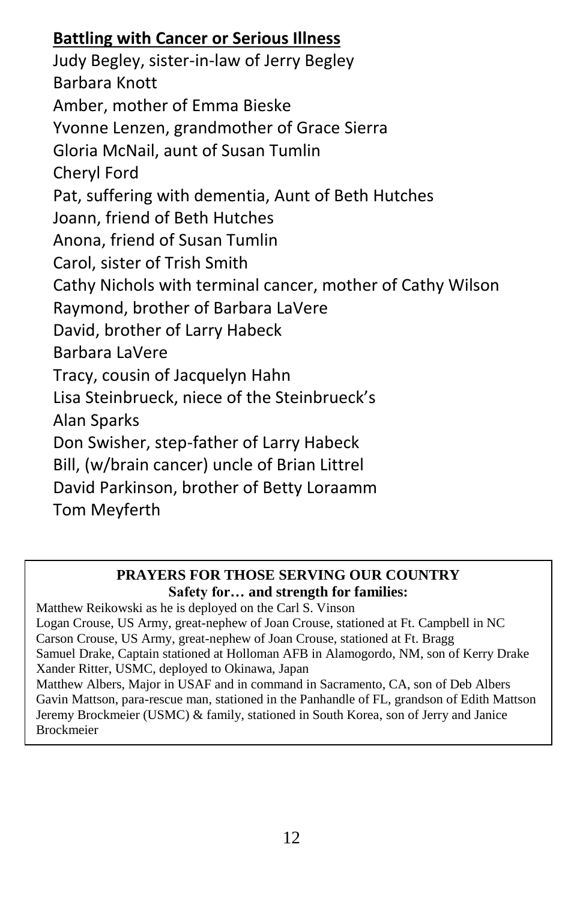**Battling with Cancer or Serious Illness**

Judy Begley, sister-in-law of Jerry Begley
Barbara Knott
Amber, mother of Emma Bieske
Yvonne Lenzen, grandmother of Grace Sierra
Gloria McNail, aunt of Susan Tumlin
Cheryl Ford
Pat, suffering with dementia, Aunt of Beth Hutches
Joann, friend of Beth Hutches
Anona, friend of Susan Tumlin
Carol, sister of Trish Smith
Cathy Nichols with terminal cancer, mother of Cathy Wilson
Raymond, brother of Barbara LaVere
David, brother of Larry Habeck
Barbara LaVere
Tracy, cousin of Jacquelyn Hahn
Lisa Steinbrueck, niece of the Steinbrueck's
Alan Sparks
Don Swisher, step-father of Larry Habeck
Bill, (w/brain cancer) uncle of Brian Littrel
David Parkinson, brother of Betty Loraamm
Tom Meyferth

**PRAYERS FOR THOSE SERVING OUR COUNTRY**
**Safety for… and strength for families:**

Matthew Reikowski as he is deployed on the Carl S. Vinson
Logan Crouse, US Army, great-nephew of Joan Crouse, stationed at Ft. Campbell in NC
Carson Crouse, US Army, great-nephew of Joan Crouse, stationed at Ft. Bragg
Samuel Drake, Captain stationed at Holloman AFB in Alamogordo, NM, son of Kerry Drake
Xander Ritter, USMC, deployed to Okinawa, Japan
Matthew Albers, Major in USAF and in command in Sacramento, CA, son of Deb Albers
Gavin Mattson, para-rescue man, stationed in the Panhandle of FL, grandson of Edith Mattson
Jeremy Brockmeier (USMC) & family, stationed in South Korea, son of Jerry and Janice Brockmeier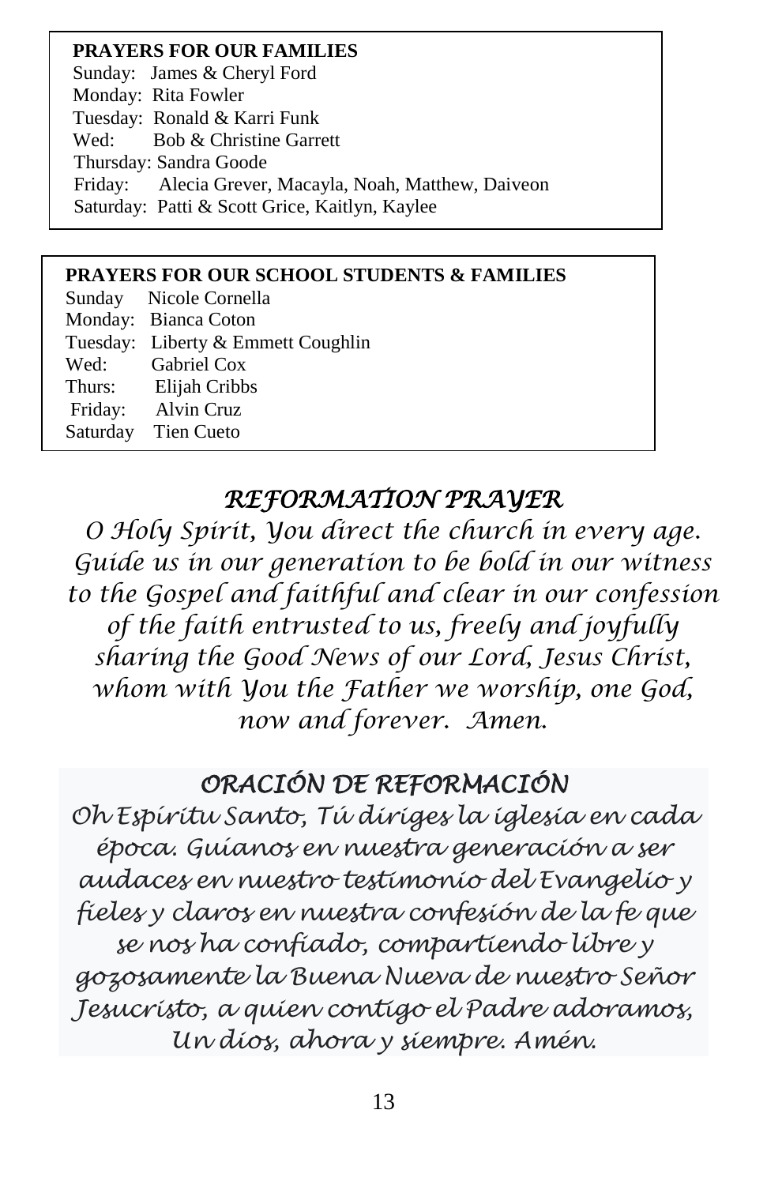**PRAYERS FOR OUR FAMILIES**

Sunday: James & Cheryl Ford
Monday: Rita Fowler
Tuesday: Ronald & Karri Funk
Wed: Bob & Christine Garrett
Thursday: Sandra Goode
Friday: Alecia Grever, Macayla, Noah, Matthew, Daiveon
Saturday: Patti & Scott Grice, Kaitlyn, Kaylee

**PRAYERS FOR OUR SCHOOL STUDENTS & FAMILIES**

Sunday Nicole Cornella
Monday: Bianca Coton
Tuesday: Liberty & Emmett Coughlin
Wed: Gabriel Cox
Thurs: Elijah Cribbs
Friday: Alvin Cruz
Saturday Tien Cueto

## *REFORMATION PRAYER*

*O Holy Spirit, You direct the church in every age. Guide us in our generation to be bold in our witness to the Gospel and faithful and clear in our confession of the faith entrusted to us, freely and joyfully sharing the Good News of our Lord, Jesus Christ, whom with You the Father we worship, one God, now and forever. Amen.*

## *ORACIÓN DE REFORMACIÓN*

*Oh Espíritu Santo, Tú diriges la iglesia en cada época. Guíanos en nuestra generación a ser audaces en nuestro testimonio del Evangelio y fieles y claros en nuestra confesión de la fe que se nos ha confiado, compartiendo libre y gozosamente la Buena Nueva de nuestro Señor Jesucristo, a quien contigo el Padre adoramos, Un dios, ahora y siempre. Amén.*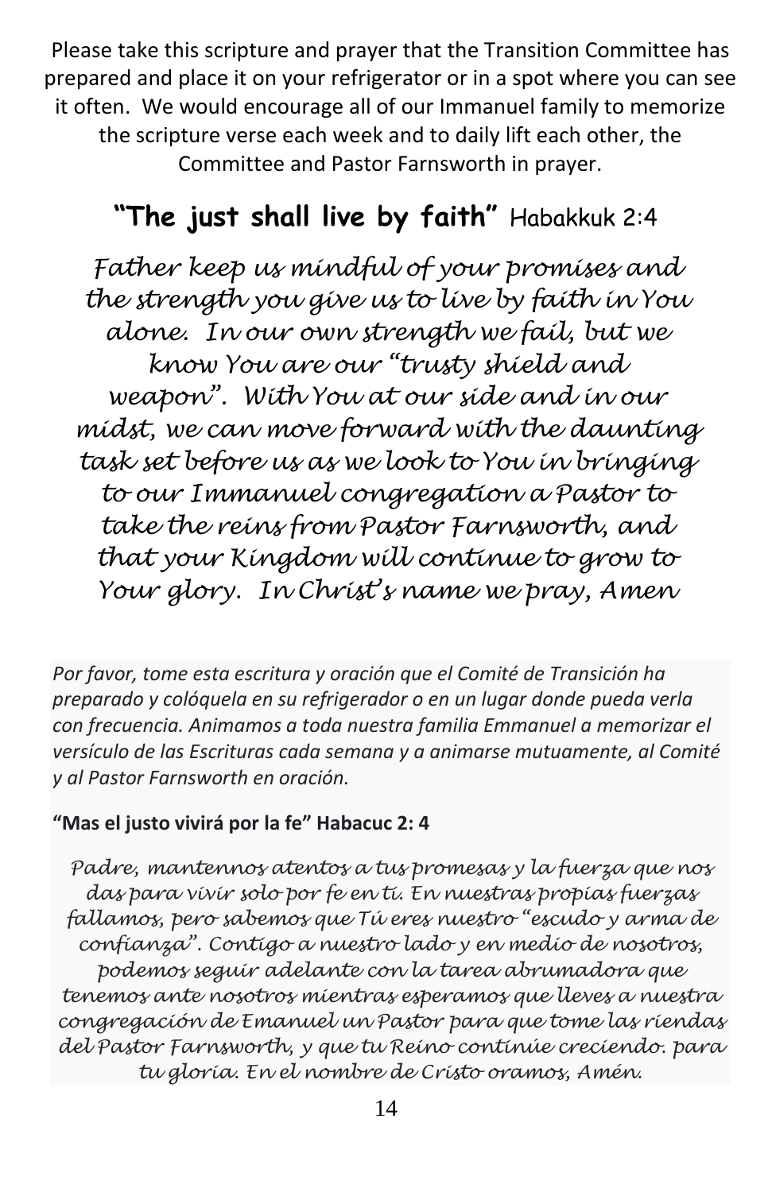Please take this scripture and prayer that the Transition Committee has prepared and place it on your refrigerator or in a spot where you can see it often. We would encourage all of our Immanuel family to memorize the scripture verse each week and to daily lift each other, the Committee and Pastor Farnsworth in prayer.

## **"The just shall live by faith"** Habakkuk 2:4

*Father keep us mindful of your promises and the strength you give us to live by faith in You alone. In our own strength we fail, but we know You are our "trusty shield and weapon". With You at our side and in our midst, we can move forward with the daunting task set before us as we look to You in bringing to our Immanuel congregation a Pastor to take the reins from Pastor Farnsworth, and that your Kingdom will continue to grow to Your glory. In Christ's name we pray, Amen*

*Por favor, tome esta escritura y oración que el Comité de Transición ha preparado y colóquela en su refrigerador o en un lugar donde pueda verla con frecuencia. Animamos a toda nuestra familia Emmanuel a memorizar el versículo de las Escrituras cada semana y a animarse mutuamente, al Comité y al Pastor Farnsworth en oración.*

**"Mas el justo vivirá por la fe" Habacuc 2: 4**

*Padre, mantennos atentos a tus promesas y la fuerza que nos das para vivir solo por fe en tí. En nuestras propias fuerzas fallamos, pero sabemos que Tú eres nuestro "escudo y arma de confianza". Contigo a nuestro lado y en medio de nosotros, podemos seguir adelante con la tarea abrumadora que tenemos ante nosotros mientras esperamos que lleves a nuestra congregación de Emanuel un Pastor para que tome las riendas del Pastor Farnsworth, y que tu Reino continúe creciendo. para tu gloria. En el nombre de Cristo oramos, Amén.*